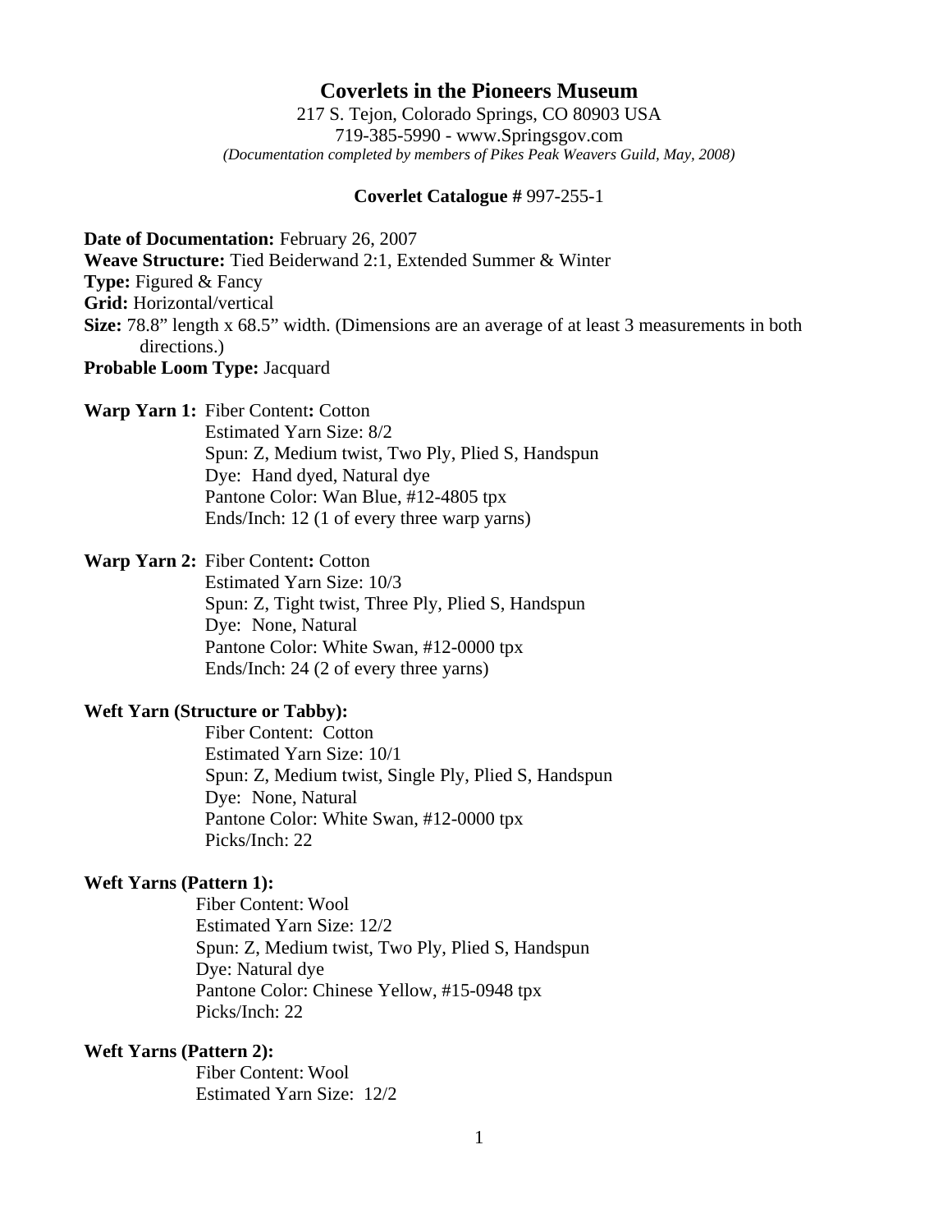# Coverlets in the Pioneers Museum

217 S. Tejon, Colorado Springs, CO 80903 USA
719-385-5990 - www.Springsgov.com
*(Documentation completed by members of Pikes Peak Weavers Guild, May, 2008)*

**Coverlet Catalogue #** 997-255-1

**Date of Documentation:** February 26, 2007
**Weave Structure:** Tied Beiderwand 2:1, Extended Summer & Winter
**Type:** Figured & Fancy
**Grid:** Horizontal/vertical
**Size:** 78.8" length x 68.5" width. (Dimensions are an average of at least 3 measurements in both directions.)
**Probable Loom Type:** Jacquard

**Warp Yarn 1:** Fiber Content**:** Cotton
Estimated Yarn Size: 8/2
Spun: Z, Medium twist, Two Ply, Plied S, Handspun
Dye: Hand dyed, Natural dye
Pantone Color: Wan Blue, #12-4805 tpx
Ends/Inch: 12 (1 of every three warp yarns)

**Warp Yarn 2:** Fiber Content**:** Cotton
Estimated Yarn Size: 10/3
Spun: Z, Tight twist, Three Ply, Plied S, Handspun
Dye: None, Natural
Pantone Color: White Swan, #12-0000 tpx
Ends/Inch: 24 (2 of every three yarns)

**Weft Yarn (Structure or Tabby):**
Fiber Content: Cotton
Estimated Yarn Size: 10/1
Spun: Z, Medium twist, Single Ply, Plied S, Handspun
Dye: None, Natural
Pantone Color: White Swan, #12-0000 tpx
Picks/Inch: 22

**Weft Yarns (Pattern 1):**
Fiber Content: Wool
Estimated Yarn Size: 12/2
Spun: Z, Medium twist, Two Ply, Plied S, Handspun
Dye: Natural dye
Pantone Color: Chinese Yellow, #15-0948 tpx
Picks/Inch: 22

**Weft Yarns (Pattern 2):**
Fiber Content: Wool
Estimated Yarn Size: 12/2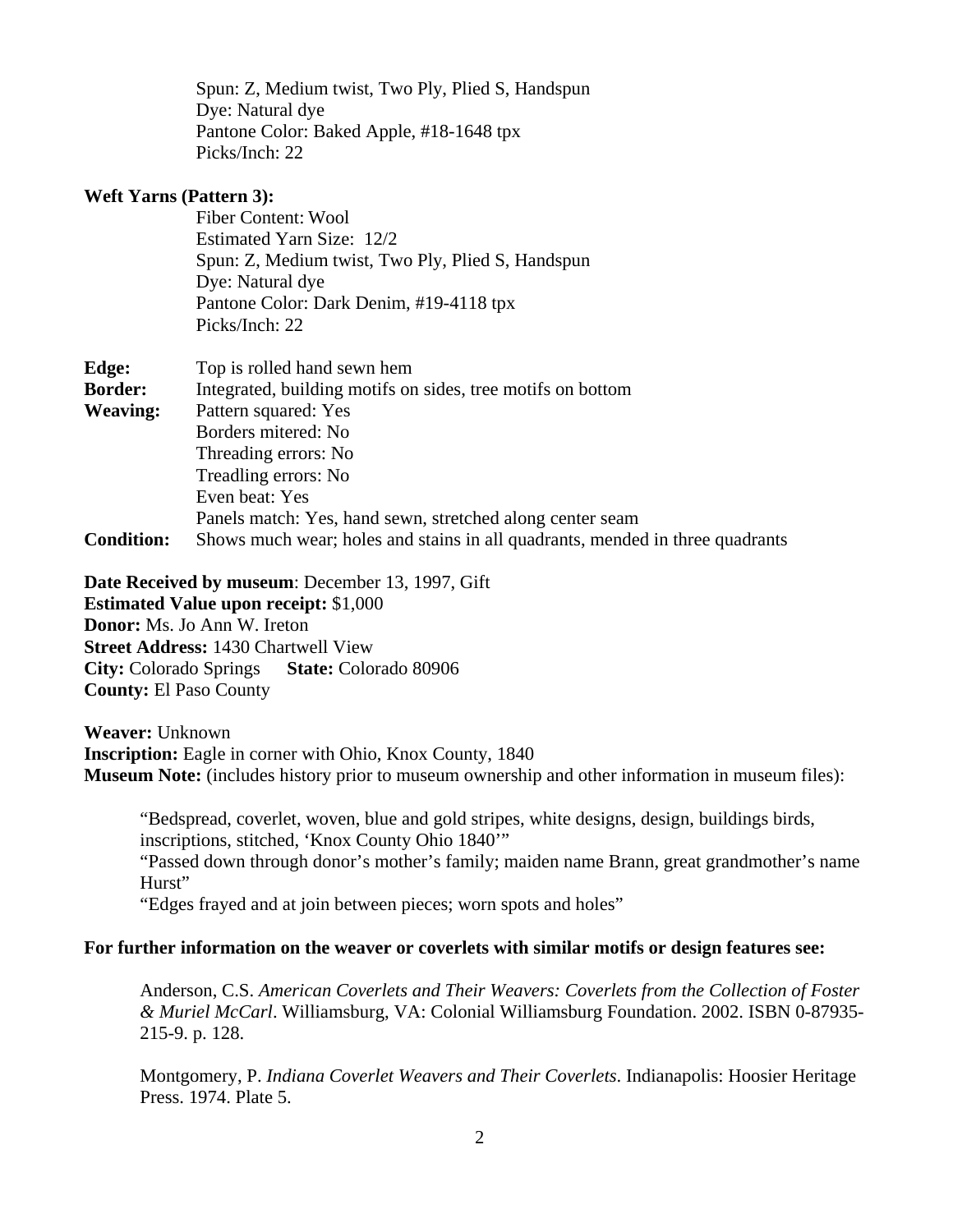Spun: Z, Medium twist, Two Ply, Plied S, Handspun
Dye: Natural dye
Pantone Color: Baked Apple, #18-1648 tpx
Picks/Inch: 22

**Weft Yarns (Pattern 3):**

Fiber Content: Wool
Estimated Yarn Size: 12/2
Spun: Z, Medium twist, Two Ply, Plied S, Handspun
Dye: Natural dye
Pantone Color: Dark Denim, #19-4118 tpx
Picks/Inch: 22

**Edge:** Top is rolled hand sewn hem
**Border:** Integrated, building motifs on sides, tree motifs on bottom
**Weaving:** Pattern squared: Yes
Borders mitered: No
Threading errors: No
Treadling errors: No
Even beat: Yes
Panels match: Yes, hand sewn, stretched along center seam
**Condition:** Shows much wear; holes and stains in all quadrants, mended in three quadrants

**Date Received by museum**: December 13, 1997, Gift
**Estimated Value upon receipt:** $1,000
**Donor:** Ms. Jo Ann W. Ireton
**Street Address:** 1430 Chartwell View
**City:** Colorado Springs **State:** Colorado 80906
**County:** El Paso County

**Weaver:** Unknown
**Inscription:** Eagle in corner with Ohio, Knox County, 1840
**Museum Note:** (includes history prior to museum ownership and other information in museum files):

> "Bedspread, coverlet, woven, blue and gold stripes, white designs, design, buildings birds, inscriptions, stitched, 'Knox County Ohio 1840'"
> "Passed down through donor's mother's family; maiden name Brann, great grandmother's name Hurst"
> "Edges frayed and at join between pieces; worn spots and holes"

**For further information on the weaver or coverlets with similar motifs or design features see:**

Anderson, C.S. *American Coverlets and Their Weavers: Coverlets from the Collection of Foster & Muriel McCarl*. Williamsburg, VA: Colonial Williamsburg Foundation. 2002. ISBN 0-87935-215-9. p. 128.

Montgomery, P. *Indiana Coverlet Weavers and Their Coverlets*. Indianapolis: Hoosier Heritage Press. 1974. Plate 5.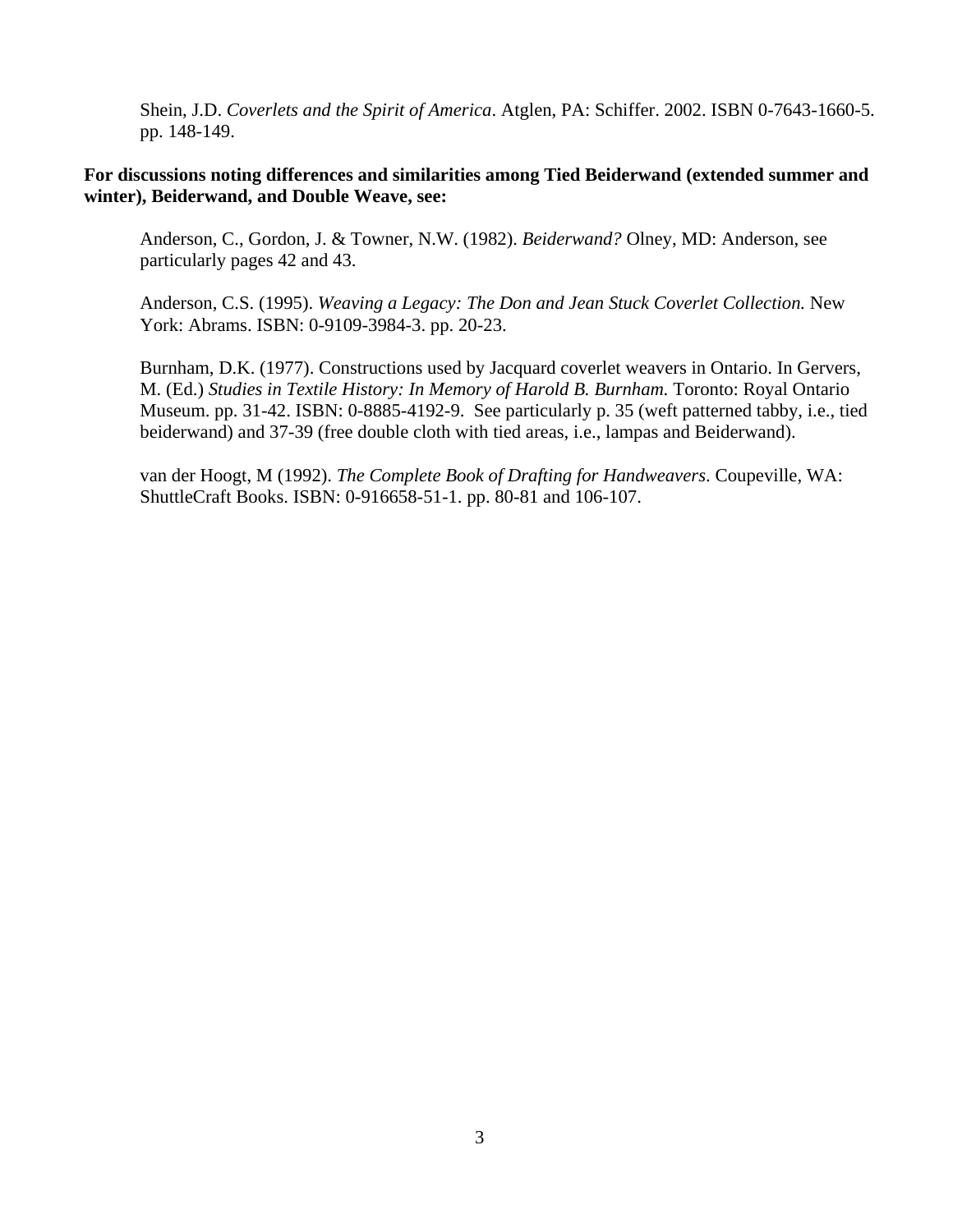Shein, J.D. *Coverlets and the Spirit of America*. Atglen, PA: Schiffer. 2002. ISBN 0-7643-1660-5. pp. 148-149.

**For discussions noting differences and similarities among Tied Beiderwand (extended summer and winter), Beiderwand, and Double Weave, see:**

Anderson, C., Gordon, J. & Towner, N.W. (1982). *Beiderwand?* Olney, MD: Anderson, see particularly pages 42 and 43.

Anderson, C.S. (1995). *Weaving a Legacy: The Don and Jean Stuck Coverlet Collection.* New York: Abrams. ISBN: 0-9109-3984-3. pp. 20-23.

Burnham, D.K. (1977). Constructions used by Jacquard coverlet weavers in Ontario. In Gervers, M. (Ed.) *Studies in Textile History: In Memory of Harold B. Burnham.* Toronto: Royal Ontario Museum. pp. 31-42. ISBN: 0-8885-4192-9. See particularly p. 35 (weft patterned tabby, i.e., tied beiderwand) and 37-39 (free double cloth with tied areas, i.e., lampas and Beiderwand).

van der Hoogt, M (1992). *The Complete Book of Drafting for Handweavers*. Coupeville, WA: ShuttleCraft Books. ISBN: 0-916658-51-1. pp. 80-81 and 106-107.